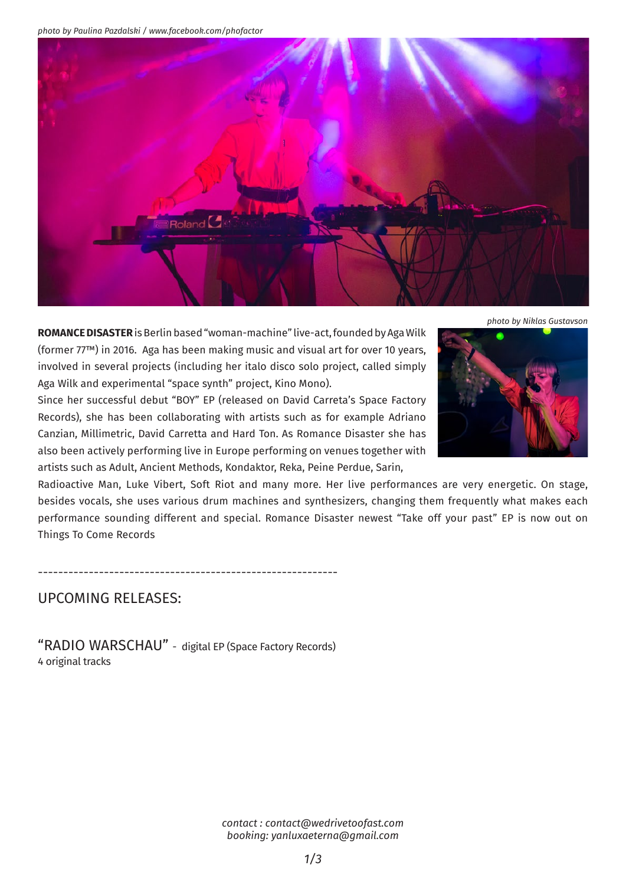*photo by Paulina Pazdalski / www.facebook.com/phofactor*

*photo by Niklas Gustavson*

**ROMANCE DISASTER** is Berlin based "woman-machine" live-act, founded by Aga Wilk (former 77™) in 2016. Aga has been making music and visual art for over 10 years, involved in several projects (including her italo disco solo project, called simply Aga Wilk and experimental "space synth" project, Kino Mono).

Since her successful debut "BOY" EP (released on David Carreta's Space Factory Records), she has been collaborating with artists such as for example Adriano Canzian, Millimetric, David Carretta and Hard Ton. As Romance Disaster she has also been actively performing live in Europe performing on venues together with artists such as Adult, Ancient Methods, Kondaktor, Reka, Peine Perdue, Sarin, Radioactive Man, Luke Vibert, Soft Riot and many more. Her live performances are very energetic. On stage, besides vocals, she uses various drum machines and synthesizers, changing them frequently what makes each performance sounding different and special. Romance Disaster newest "Take off your past" EP is now out on Things To Come Records

-----------------------------------------------------------

## UPCOMING RELEASES:

"RADIO WARSCHAU" - digital EP (Space Factory Records)
4 original tracks

*contact : contact@wedrivetoofast.com*
*booking: yanluxaeterna@gmail.com*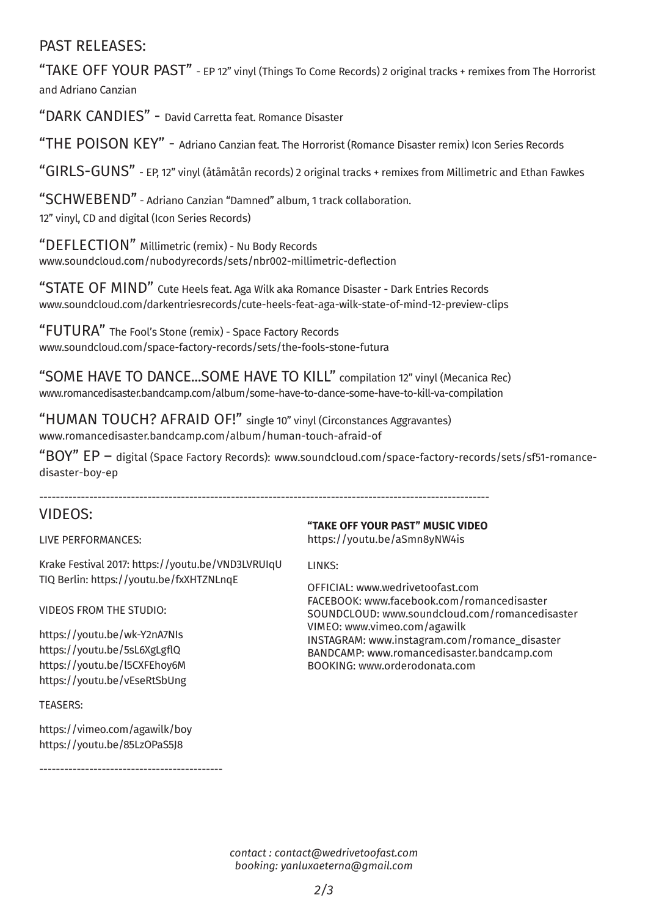## PAST RELEASES:

"TAKE OFF YOUR PAST" - EP 12" vinyl (Things To Come Records) 2 original tracks + remixes from The Horrorist and Adriano Canzian

"DARK CANDIES" - David Carretta feat. Romance Disaster

"THE POISON KEY" - Adriano Canzian feat. The Horrorist (Romance Disaster remix) Icon Series Records

"GIRLS-GUNS" - EP, 12" vinyl (åtåmåtån records) 2 original tracks + remixes from Millimetric and Ethan Fawkes

"SCHWEBEND" - Adriano Canzian "Damned" album, 1 track collaboration.
12" vinyl, CD and digital (Icon Series Records)

"DEFLECTION" Millimetric (remix) - Nu Body Records
www.soundcloud.com/nubodyrecords/sets/nbr002-millimetric-deflection

"STATE OF MIND" Cute Heels feat. Aga Wilk aka Romance Disaster - Dark Entries Records
www.soundcloud.com/darkentriesrecords/cute-heels-feat-aga-wilk-state-of-mind-12-preview-clips

"FUTURA" The Fool's Stone (remix) - Space Factory Records
www.soundcloud.com/space-factory-records/sets/the-fools-stone-futura

"SOME HAVE TO DANCE...SOME HAVE TO KILL" compilation 12" vinyl (Mecanica Rec)
www.romancedisaster.bandcamp.com/album/some-have-to-dance-some-have-to-kill-va-compilation

"HUMAN TOUCH? AFRAID OF!" single 10" vinyl (Circonstances Aggravantes)
www.romancedisaster.bandcamp.com/album/human-touch-afraid-of

"BOY" EP – digital (Space Factory Records): www.soundcloud.com/space-factory-records/sets/sf51-romance-disaster-boy-ep

---

## VIDEOS:

LIVE PERFORMANCES:

Krake Festival 2017: https://youtu.be/VND3LVRUIqU
TIQ Berlin: https://youtu.be/fxXHTZNLnqE

VIDEOS FROM THE STUDIO:

https://youtu.be/wk-Y2nA7NIs
https://youtu.be/5sL6XgLgflQ
https://youtu.be/l5CXFEhoy6M
https://youtu.be/vEseRtSbUng

TEASERS:

https://vimeo.com/agawilk/boy
https://youtu.be/85LzOPaS5J8

---

**"TAKE OFF YOUR PAST" MUSIC VIDEO**
https://youtu.be/aSmn8yNW4is

LINKS:

OFFICIAL: www.wedrivetoofast.com
FACEBOOK: www.facebook.com/romancedisaster
SOUNDCLOUD: www.soundcloud.com/romancedisaster
VIMEO: www.vimeo.com/agawilk
INSTAGRAM: www.instagram.com/romance_disaster
BANDCAMP: www.romancedisaster.bandcamp.com
BOOKING: www.orderodonata.com

*contact : contact@wedrivetoofast.com*
*booking: yanluxaeterna@gmail.com*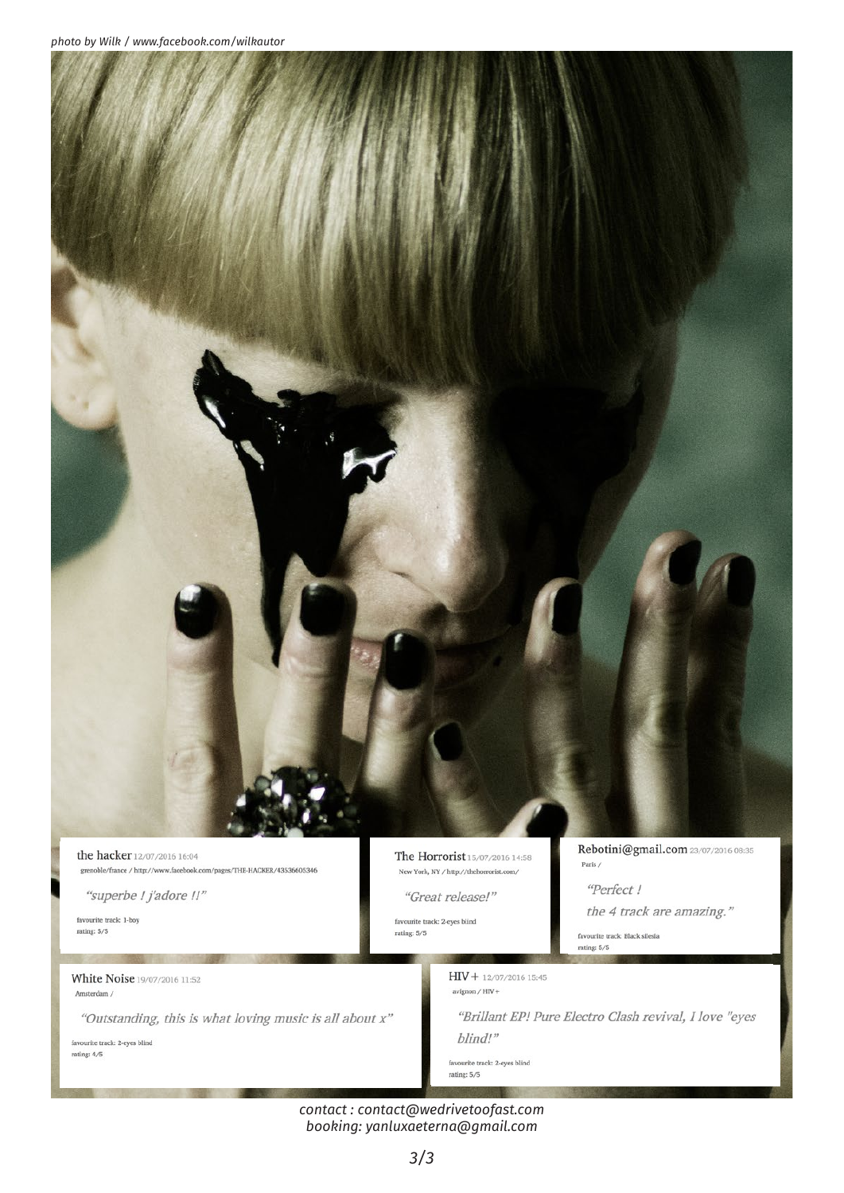*photo by Wilk / www.facebook.com/wilkautor*

**the hacker** 12/07/2016 16:04
grenoble/france / http://www.facebook.com/pages/THE-HACKER/43536605346

*"superbe ! j'adore !!"*

favourite track: 1-boy
rating: 5/5

**The Horrorist** 15/07/2016 14:58
New York, NY / http://thehorrorist.com/

*"Great release!"*

favourite track: 2-eyes bind
rating: 5/5

**Rebotini@gmail.com** 23/07/2016 08:35
Paris /

*"Perfect !
the 4 track are amazing."*

favourite track: Black silesia
rating: 5/5

**White Noise** 19/07/2016 11:52
Amsterdam /

*"Outstanding, this is what loving music is all about x"*

favourite track: 2-eyes blind
rating: 4/5

**HIV+** 12/07/2016 15:45
avignon / HIV+

*"Brillant EP! Pure Electro Clash revival, I love "eyes blind!"*

favourite track: 2-eyes blind
rating: 5/5

*contact : contact@wedrivetoofast.com*
*booking: yanluxaeterna@gmail.com*